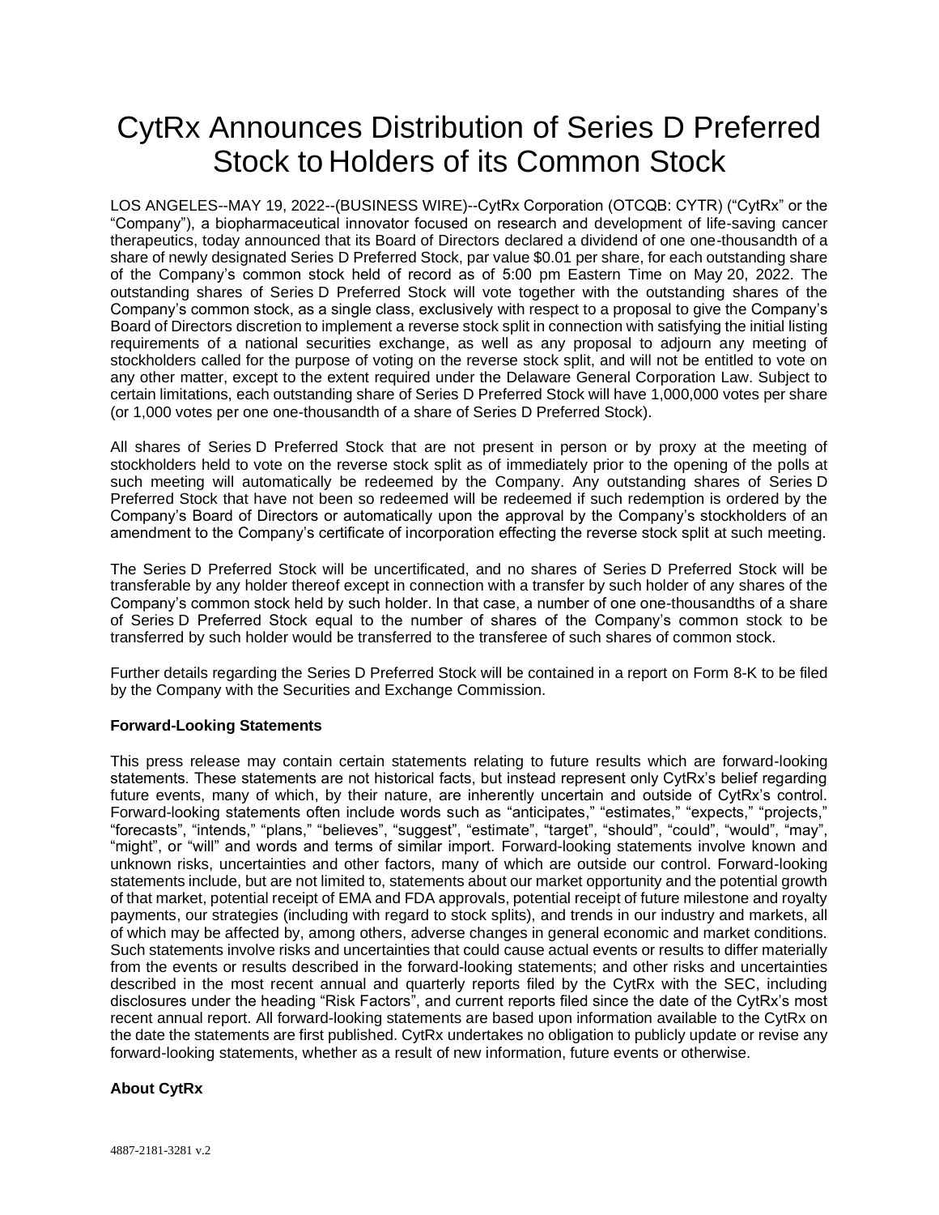# CytRx Announces Distribution of Series D Preferred Stock to Holders of its Common Stock

LOS ANGELES--MAY 19, 2022--(BUSINESS WIRE)--CytRx Corporation (OTCQB: CYTR) ("CytRx" or the "Company"), a biopharmaceutical innovator focused on research and development of life-saving cancer therapeutics, today announced that its Board of Directors declared a dividend of one one-thousandth of a share of newly designated Series D Preferred Stock, par value $0.01 per share, for each outstanding share of the Company's common stock held of record as of 5:00 pm Eastern Time on May 20, 2022. The outstanding shares of Series D Preferred Stock will vote together with the outstanding shares of the Company's common stock, as a single class, exclusively with respect to a proposal to give the Company's Board of Directors discretion to implement a reverse stock split in connection with satisfying the initial listing requirements of a national securities exchange, as well as any proposal to adjourn any meeting of stockholders called for the purpose of voting on the reverse stock split, and will not be entitled to vote on any other matter, except to the extent required under the Delaware General Corporation Law. Subject to certain limitations, each outstanding share of Series D Preferred Stock will have 1,000,000 votes per share (or 1,000 votes per one one-thousandth of a share of Series D Preferred Stock).

All shares of Series D Preferred Stock that are not present in person or by proxy at the meeting of stockholders held to vote on the reverse stock split as of immediately prior to the opening of the polls at such meeting will automatically be redeemed by the Company. Any outstanding shares of Series D Preferred Stock that have not been so redeemed will be redeemed if such redemption is ordered by the Company's Board of Directors or automatically upon the approval by the Company's stockholders of an amendment to the Company's certificate of incorporation effecting the reverse stock split at such meeting.

The Series D Preferred Stock will be uncertificated, and no shares of Series D Preferred Stock will be transferable by any holder thereof except in connection with a transfer by such holder of any shares of the Company's common stock held by such holder. In that case, a number of one one-thousandths of a share of Series D Preferred Stock equal to the number of shares of the Company's common stock to be transferred by such holder would be transferred to the transferee of such shares of common stock.

Further details regarding the Series D Preferred Stock will be contained in a report on Form 8-K to be filed by the Company with the Securities and Exchange Commission.

**Forward-Looking Statements**

This press release may contain certain statements relating to future results which are forward-looking statements. These statements are not historical facts, but instead represent only CytRx's belief regarding future events, many of which, by their nature, are inherently uncertain and outside of CytRx's control. Forward-looking statements often include words such as "anticipates," "estimates," "expects," "projects," "forecasts", "intends," "plans," "believes", "suggest", "estimate", "target", "should", "could", "would", "may", "might", or "will" and words and terms of similar import. Forward-looking statements involve known and unknown risks, uncertainties and other factors, many of which are outside our control. Forward-looking statements include, but are not limited to, statements about our market opportunity and the potential growth of that market, potential receipt of EMA and FDA approvals, potential receipt of future milestone and royalty payments, our strategies (including with regard to stock splits), and trends in our industry and markets, all of which may be affected by, among others, adverse changes in general economic and market conditions. Such statements involve risks and uncertainties that could cause actual events or results to differ materially from the events or results described in the forward-looking statements; and other risks and uncertainties described in the most recent annual and quarterly reports filed by the CytRx with the SEC, including disclosures under the heading "Risk Factors", and current reports filed since the date of the CytRx's most recent annual report. All forward-looking statements are based upon information available to the CytRx on the date the statements are first published. CytRx undertakes no obligation to publicly update or revise any forward-looking statements, whether as a result of new information, future events or otherwise.

**About CytRx**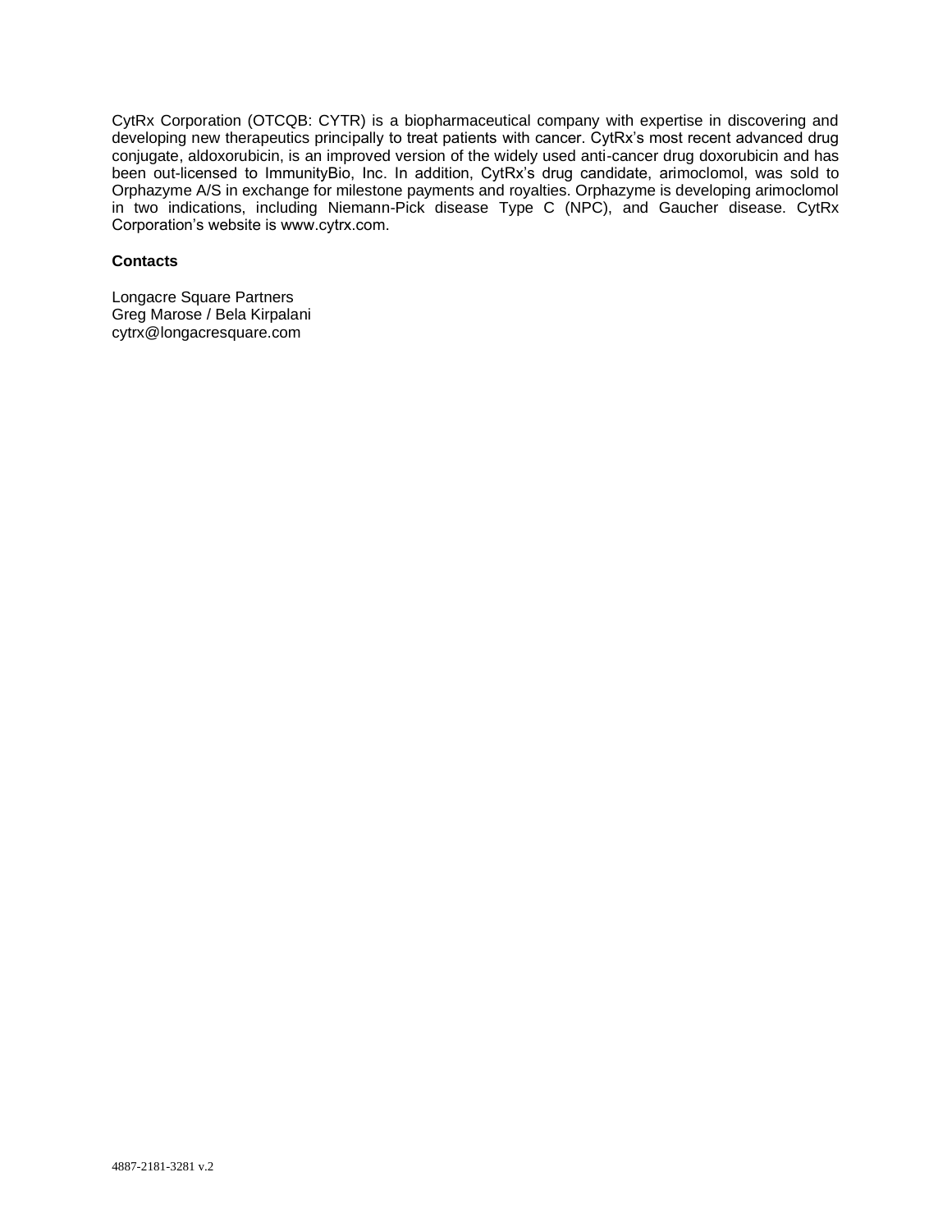CytRx Corporation (OTCQB: CYTR) is a biopharmaceutical company with expertise in discovering and developing new therapeutics principally to treat patients with cancer. CytRx's most recent advanced drug conjugate, aldoxorubicin, is an improved version of the widely used anti-cancer drug doxorubicin and has been out-licensed to ImmunityBio, Inc. In addition, CytRx's drug candidate, arimoclomol, was sold to Orphazyme A/S in exchange for milestone payments and royalties. Orphazyme is developing arimoclomol in two indications, including Niemann-Pick disease Type C (NPC), and Gaucher disease. CytRx Corporation's website is www.cytrx.com.

**Contacts**

Longacre Square Partners
Greg Marose / Bela Kirpalani
cytrx@longacresquare.com

4887-2181-3281 v.2